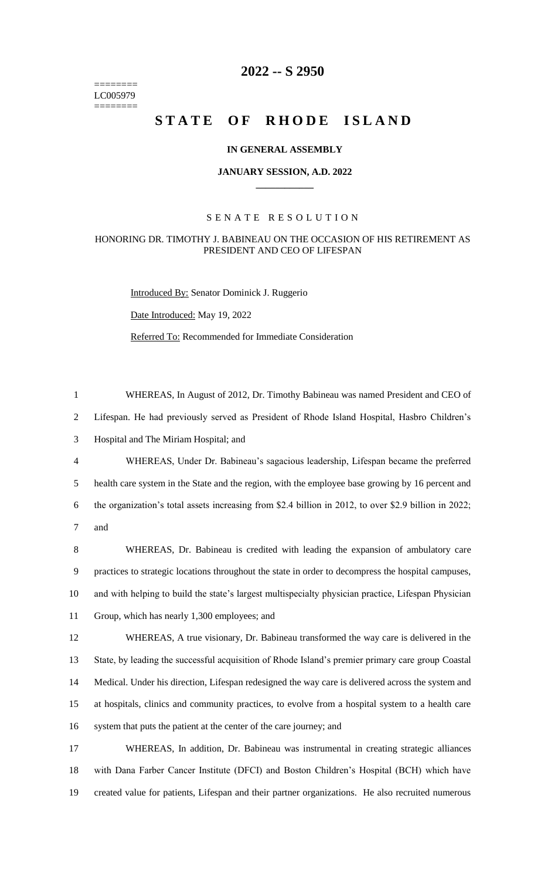========
LC005979
========

# 2022 -- S 2950

# STATE OF RHODE ISLAND

## IN GENERAL ASSEMBLY

### JANUARY SESSION, A.D. 2022

---

SENATE RESOLUTION

HONORING DR. TIMOTHY J. BABINEAU ON THE OCCASION OF HIS RETIREMENT AS PRESIDENT AND CEO OF LIFESPAN

Introduced By: Senator Dominick J. Ruggerio

Date Introduced: May 19, 2022

Referred To: Recommended for Immediate Consideration

WHEREAS, In August of 2012, Dr. Timothy Babineau was named President and CEO of Lifespan. He had previously served as President of Rhode Island Hospital, Hasbro Children's Hospital and The Miriam Hospital; and

WHEREAS, Under Dr. Babineau's sagacious leadership, Lifespan became the preferred health care system in the State and the region, with the employee base growing by 16 percent and the organization's total assets increasing from $2.4 billion in 2012, to over $2.9 billion in 2022; and

WHEREAS, Dr. Babineau is credited with leading the expansion of ambulatory care practices to strategic locations throughout the state in order to decompress the hospital campuses, and with helping to build the state's largest multispecialty physician practice, Lifespan Physician Group, which has nearly 1,300 employees; and

WHEREAS, A true visionary, Dr. Babineau transformed the way care is delivered in the State, by leading the successful acquisition of Rhode Island's premier primary care group Coastal Medical. Under his direction, Lifespan redesigned the way care is delivered across the system and at hospitals, clinics and community practices, to evolve from a hospital system to a health care system that puts the patient at the center of the care journey; and

WHEREAS, In addition, Dr. Babineau was instrumental in creating strategic alliances with Dana Farber Cancer Institute (DFCI) and Boston Children's Hospital (BCH) which have created value for patients, Lifespan and their partner organizations. He also recruited numerous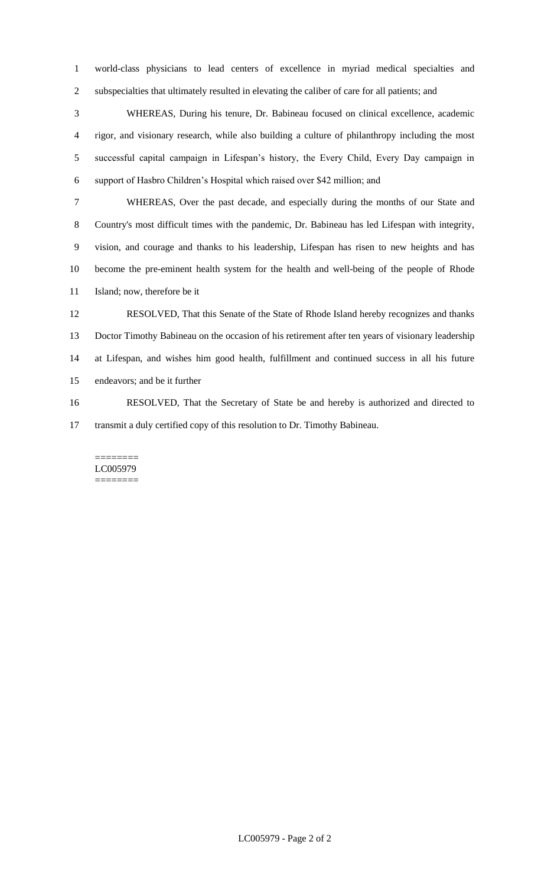world-class physicians to lead centers of excellence in myriad medical specialties and subspecialties that ultimately resulted in elevating the caliber of care for all patients; and

WHEREAS, During his tenure, Dr. Babineau focused on clinical excellence, academic rigor, and visionary research, while also building a culture of philanthropy including the most successful capital campaign in Lifespan's history, the Every Child, Every Day campaign in support of Hasbro Children's Hospital which raised over $42 million; and

WHEREAS, Over the past decade, and especially during the months of our State and Country's most difficult times with the pandemic, Dr. Babineau has led Lifespan with integrity, vision, and courage and thanks to his leadership, Lifespan has risen to new heights and has become the pre-eminent health system for the health and well-being of the people of Rhode Island; now, therefore be it

RESOLVED, That this Senate of the State of Rhode Island hereby recognizes and thanks Doctor Timothy Babineau on the occasion of his retirement after ten years of visionary leadership at Lifespan, and wishes him good health, fulfillment and continued success in all his future endeavors; and be it further

RESOLVED, That the Secretary of State be and hereby is authorized and directed to transmit a duly certified copy of this resolution to Dr. Timothy Babineau.

========
LC005979
========